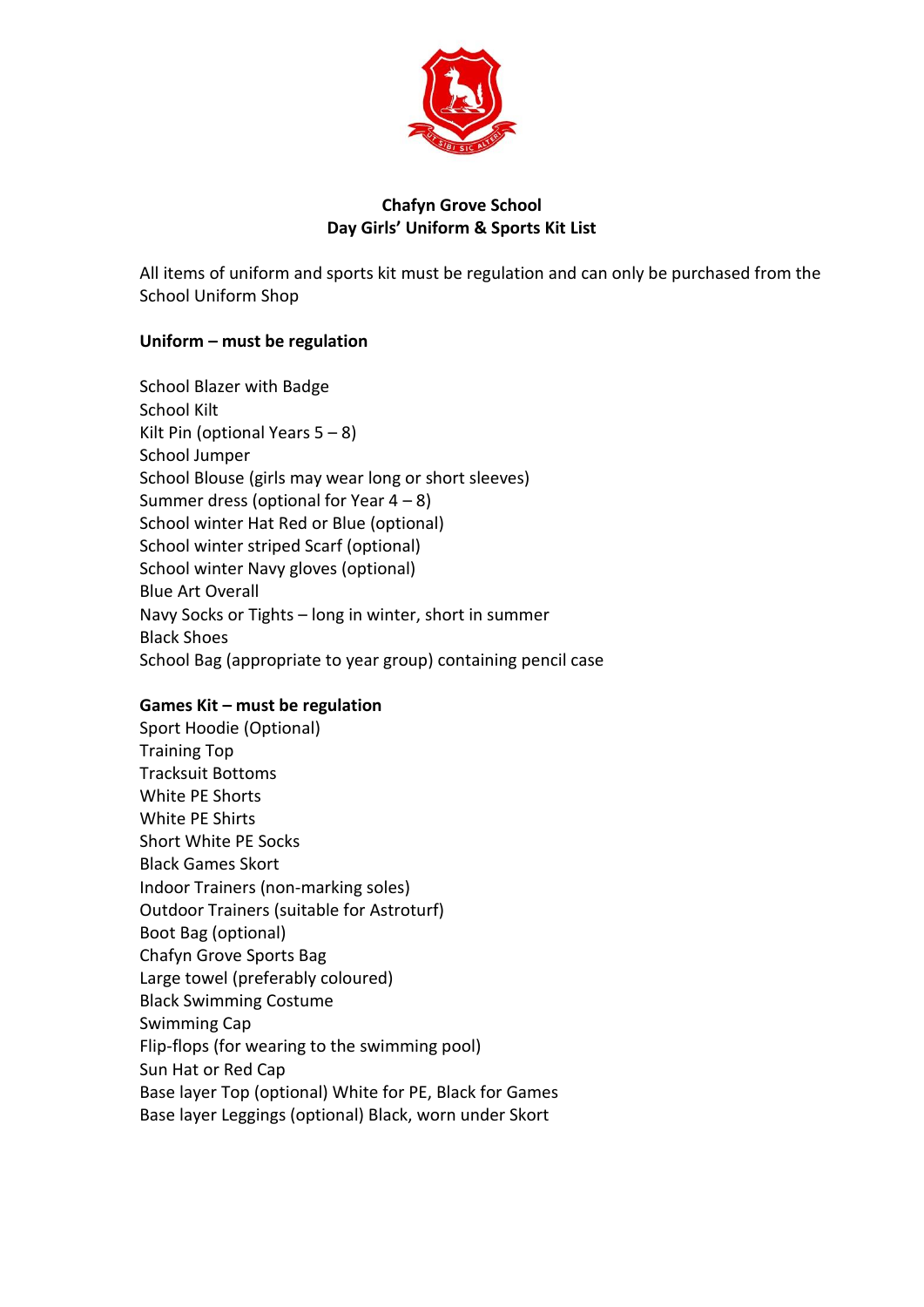# Chafyn Grove School
## Day Girls' Uniform & Sports Kit List

All items of uniform and sports kit must be regulation and can only be purchased from the School Uniform Shop

**Uniform – must be regulation**

School Blazer with Badge
School Kilt
Kilt Pin (optional Years 5 – 8)
School Jumper
School Blouse (girls may wear long or short sleeves)
Summer dress (optional for Year 4 – 8)
School winter Hat Red or Blue (optional)
School winter striped Scarf (optional)
School winter Navy gloves (optional)
Blue Art Overall
Navy Socks or Tights – long in winter, short in summer
Black Shoes
School Bag (appropriate to year group) containing pencil case

**Games Kit – must be regulation**
Sport Hoodie (Optional)
Training Top
Tracksuit Bottoms
White PE Shorts
White PE Shirts
Short White PE Socks
Black Games Skort
Indoor Trainers (non-marking soles)
Outdoor Trainers (suitable for Astroturf)
Boot Bag (optional)
Chafyn Grove Sports Bag
Large towel (preferably coloured)
Black Swimming Costume
Swimming Cap
Flip-flops (for wearing to the swimming pool)
Sun Hat or Red Cap
Base layer Top (optional) White for PE, Black for Games
Base layer Leggings (optional) Black, worn under Skort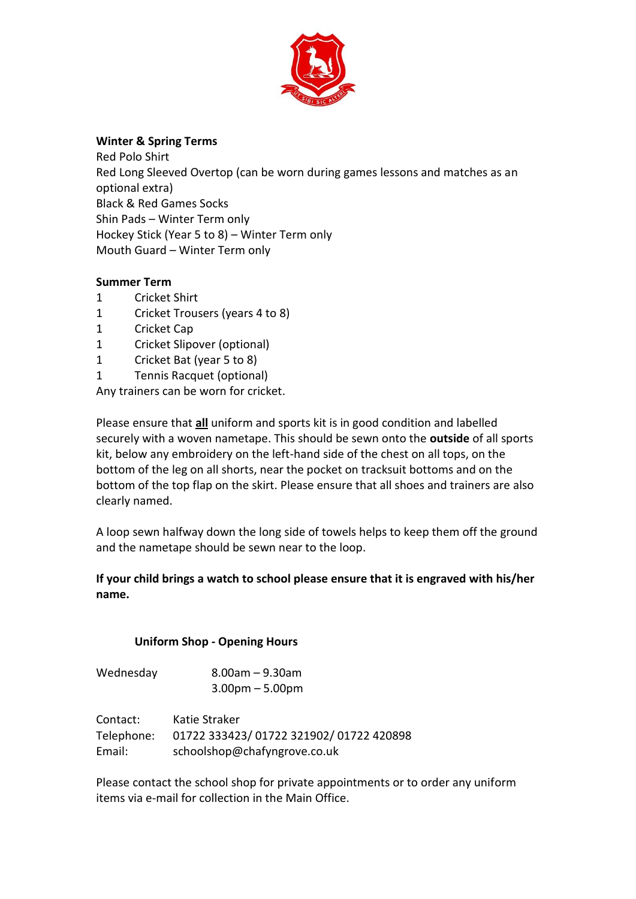**Winter & Spring Terms**

Red Polo Shirt
Red Long Sleeved Overtop (can be worn during games lessons and matches as an optional extra)
Black & Red Games Socks
Shin Pads – Winter Term only
Hockey Stick (Year 5 to 8) – Winter Term only
Mouth Guard – Winter Term only

**Summer Term**

| | |
|---|---|
| 1 | Cricket Shirt |
| 1 | Cricket Trousers (years 4 to 8) |
| 1 | Cricket Cap |
| 1 | Cricket Slipover (optional) |
| 1 | Cricket Bat (year 5 to 8) |
| 1 | Tennis Racquet (optional) |

Any trainers can be worn for cricket.

Please ensure that **<u>all</u>** uniform and sports kit is in good condition and labelled securely with a woven nametape. This should be sewn onto the **outside** of all sports kit, below any embroidery on the left-hand side of the chest on all tops, on the bottom of the leg on all shorts, near the pocket on tracksuit bottoms and on the bottom of the top flap on the skirt. Please ensure that all shoes and trainers are also clearly named.

A loop sewn halfway down the long side of towels helps to keep them off the ground and the nametape should be sewn near to the loop.

**If your child brings a watch to school please ensure that it is engraved with his/her name.**

**Uniform Shop - Opening Hours**

| | |
|---|---|
| Wednesday | 8.00am – 9.30am |
| | 3.00pm – 5.00pm |

| | |
|---|---|
| Contact: | Katie Straker |
| Telephone: | 01722 333423/ 01722 321902/ 01722 420898 |
| Email: | schoolshop@chafyngrove.co.uk |

Please contact the school shop for private appointments or to order any uniform items via e-mail for collection in the Main Office.